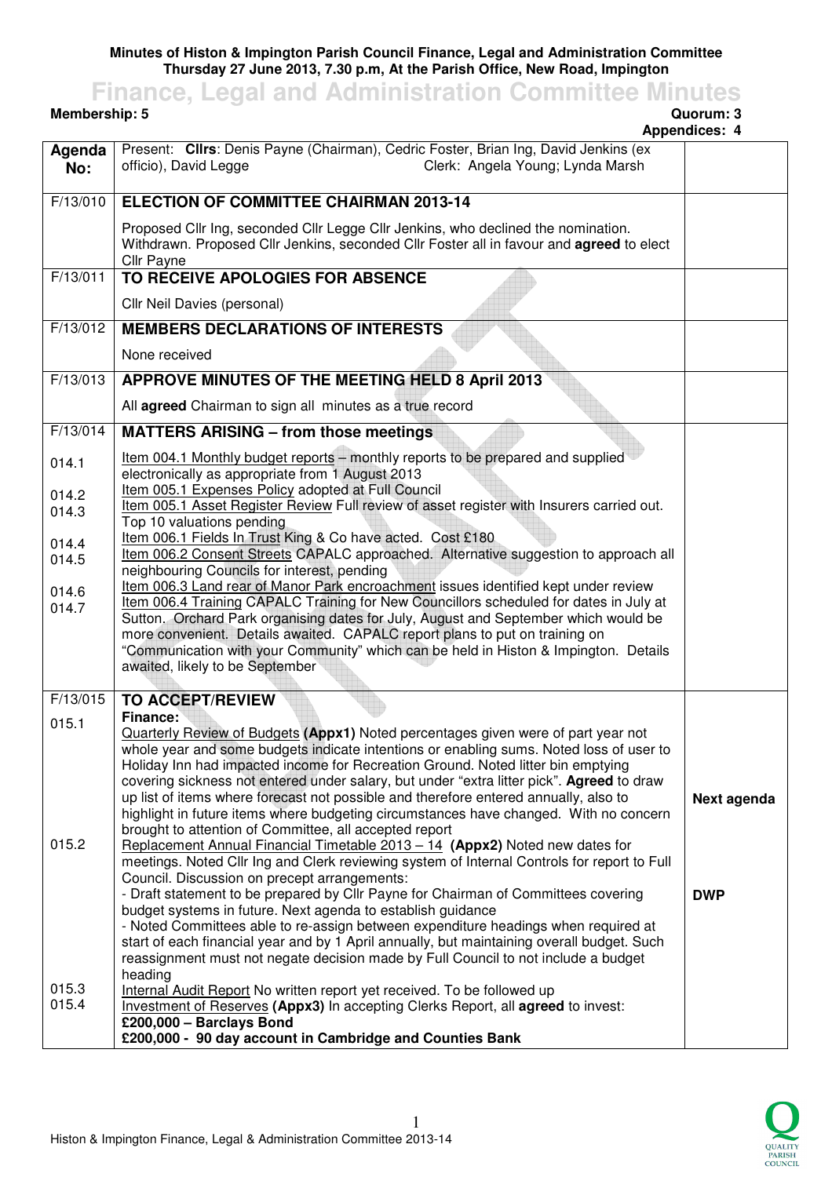**Minutes of Histon & Impington Parish Council Finance, Legal and Administration Committee**
**Thursday 27 June 2013, 7.30 p.m, At the Parish Office, New Road, Impington**

# Finance, Legal and Administration Committee Minutes

**Membership: 5** **Quorum: 3**
**Appendices: 4**

| Agenda No: | Present: **Cllrs**: Denis Payne (Chairman), Cedric Foster, Brian Ing, David Jenkins (ex officio), David Legge Clerk: Angela Young; Lynda Marsh | |
|---|---|---|
| F/13/010 | **ELECTION OF COMMITTEE CHAIRMAN 2013-14**<br>Proposed Cllr Ing, seconded Cllr Legge Cllr Jenkins, who declined the nomination. Withdrawn. Proposed Cllr Jenkins, seconded Cllr Foster all in favour and **agreed** to elect Cllr Payne | |
| F/13/011 | **TO RECEIVE APOLOGIES FOR ABSENCE**<br>Cllr Neil Davies (personal) | |
| F/13/012 | **MEMBERS DECLARATIONS OF INTERESTS**<br>None received | |
| F/13/013 | **APPROVE MINUTES OF THE MEETING HELD 8 April 2013**<br>All **agreed** Chairman to sign all minutes as a true record | |
| F/13/014 | **MATTERS ARISING – from those meetings** | |
| 014.1 | Item 004.1 Monthly budget reports – monthly reports to be prepared and supplied electronically as appropriate from 1 August 2013 | |
| 014.2 | Item 005.1 Expenses Policy adopted at Full Council | |
| 014.3 | Item 005.1 Asset Register Review Full review of asset register with Insurers carried out. Top 10 valuations pending | |
| 014.4 | Item 006.1 Fields In Trust King & Co have acted. Cost £180 | |
| 014.5 | Item 006.2 Consent Streets CAPALC approached. Alternative suggestion to approach all neighbouring Councils for interest, pending | |
| 014.6 | Item 006.3 Land rear of Manor Park encroachment issues identified kept under review | |
| 014.7 | Item 006.4 Training CAPALC Training for New Councillors scheduled for dates in July at Sutton. Orchard Park organising dates for July, August and September which would be more convenient. Details awaited. CAPALC report plans to put on training on "Communication with your Community" which can be held in Histon & Impington. Details awaited, likely to be September | |
| F/13/015 | **TO ACCEPT/REVIEW** | |
| 015.1 | **Finance:**<br>Quarterly Review of Budgets **(Appx1)** Noted percentages given were of part year not whole year and some budgets indicate intentions or enabling sums. Noted loss of user to Holiday Inn had impacted income for Recreation Ground. Noted litter bin emptying covering sickness not entered under salary, but under "extra litter pick". **Agreed** to draw up list of items where forecast not possible and therefore entered annually, also to highlight in future items where budgeting circumstances have changed. With no concern brought to attention of Committee, all accepted report | **Next agenda** |
| 015.2 | Replacement Annual Financial Timetable 2013 – 14 **(Appx2)** Noted new dates for meetings. Noted Cllr Ing and Clerk reviewing system of Internal Controls for report to Full Council. Discussion on precept arrangements:<br>- Draft statement to be prepared by Cllr Payne for Chairman of Committees covering budget systems in future. Next agenda to establish guidance<br>- Noted Committees able to re-assign between expenditure headings when required at start of each financial year and by 1 April annually, but maintaining overall budget. Such reassignment must not negate decision made by Full Council to not include a budget heading | **DWP** |
| 015.3 | Internal Audit Report No written report yet received. To be followed up | |
| 015.4 | Investment of Reserves **(Appx3)** In accepting Clerks Report, all **agreed** to invest:<br>**£200,000 – Barclays Bond**<br>**£200,000 - 90 day account in Cambridge and Counties Bank** | |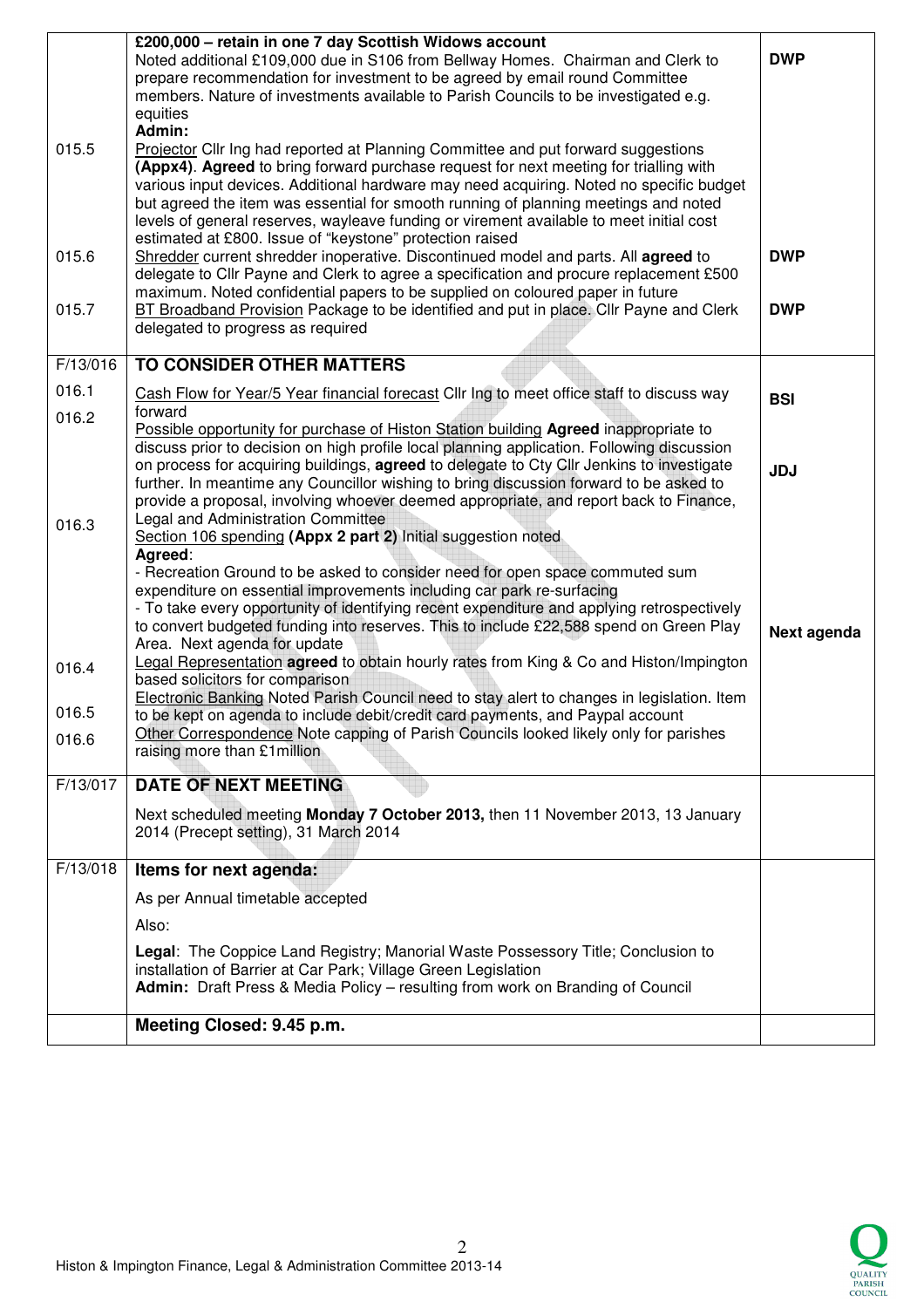| | | |
|---|---|---|
| | **£200,000 – retain in one 7 day Scottish Widows account**<br>Noted additional £109,000 due in S106 from Bellway Homes. Chairman and Clerk to prepare recommendation for investment to be agreed by email round Committee members. Nature of investments available to Parish Councils to be investigated e.g. equities | **DWP** |
| | **Admin:** | |
| 015.5 | Projector Cllr Ing had reported at Planning Committee and put forward suggestions **(Appx4)**. **Agreed** to bring forward purchase request for next meeting for trialling with various input devices. Additional hardware may need acquiring. Noted no specific budget but agreed the item was essential for smooth running of planning meetings and noted levels of general reserves, wayleave funding or virement available to meet initial cost estimated at £800. Issue of "keystone" protection raised | |
| 015.6 | Shredder current shredder inoperative. Discontinued model and parts. All **agreed** to delegate to Cllr Payne and Clerk to agree a specification and procure replacement £500 maximum. Noted confidential papers to be supplied on coloured paper in future | **DWP** |
| 015.7 | BT Broadband Provision Package to be identified and put in place. Cllr Payne and Clerk delegated to progress as required | **DWP** |
| F/13/016 | **TO CONSIDER OTHER MATTERS** | |
| 016.1 | Cash Flow for Year/5 Year financial forecast Cllr Ing to meet office staff to discuss way forward | **BSI** |
| 016.2 | Possible opportunity for purchase of Histon Station building **Agreed** inappropriate to discuss prior to decision on high profile local planning application. Following discussion on process for acquiring buildings, **agreed** to delegate to Cty Cllr Jenkins to investigate further. In meantime any Councillor wishing to bring discussion forward to be asked to provide a proposal, involving whoever deemed appropriate, and report back to Finance, Legal and Administration Committee | **JDJ** |
| 016.3 | Section 106 spending **(Appx 2 part 2)** Initial suggestion noted<br>**Agreed**:<br>- Recreation Ground to be asked to consider need for open space commuted sum expenditure on essential improvements including car park re-surfacing<br>- To take every opportunity of identifying recent expenditure and applying retrospectively to convert budgeted funding into reserves. This to include £22,588 spend on Green Play Area. Next agenda for update | **Next agenda** |
| 016.4 | Legal Representation **agreed** to obtain hourly rates from King & Co and Histon/Impington based solicitors for comparison | |
| 016.5 | Electronic Banking Noted Parish Council need to stay alert to changes in legislation. Item to be kept on agenda to include debit/credit card payments, and Paypal account | |
| 016.6 | Other Correspondence Note capping of Parish Councils looked likely only for parishes raising more than £1million | |
| F/13/017 | **DATE OF NEXT MEETING**<br>Next scheduled meeting **Monday 7 October 2013,** then 11 November 2013, 13 January 2014 (Precept setting), 31 March 2014 | |
| F/13/018 | **Items for next agenda:**<br>As per Annual timetable accepted<br>Also:<br>**Legal**: The Coppice Land Registry; Manorial Waste Possessory Title; Conclusion to installation of Barrier at Car Park; Village Green Legislation<br>**Admin:** Draft Press & Media Policy – resulting from work on Branding of Council | |
| | **Meeting Closed: 9.45 p.m.** | |